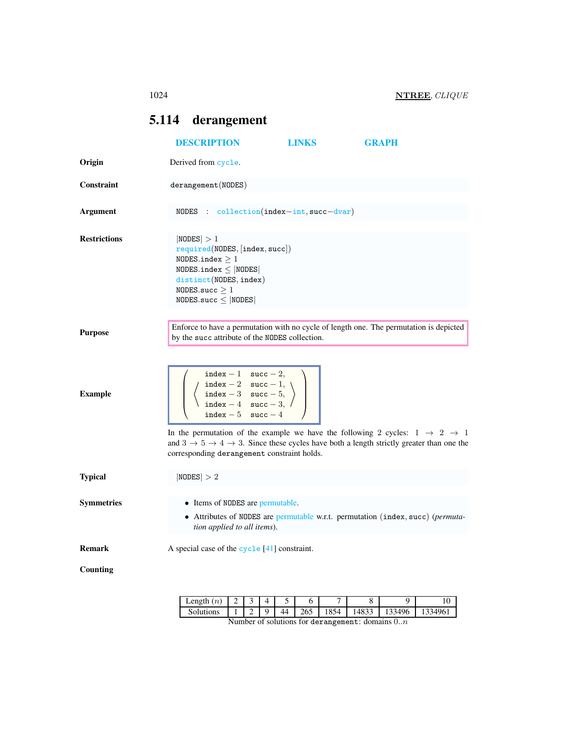## 5.114 derangement

DESCRIPTION LINKS GRAPH

**Origin**

Derived from cycle.

**Constraint**

derangement(NODES)

**Argument**

NODES : collection(index−int, succ−dvar)

**Restrictions**

|NODES| > 1
required(NODES, [index, succ])
NODES.index ≥ 1
NODES.index ≤ |NODES|
distinct(NODES, index)
NODES.succ ≥ 1
NODES.succ ≤ |NODES|

**Purpose**

Enforce to have a permutation with no cycle of length one. The permutation is depicted by the succ attribute of the NODES collection.

**Example**

$$\left(\left\langle\begin{array}{ll} \text{index}-1 & \text{succ}-2, \\ \text{index}-2 & \text{succ}-1, \\ \text{index}-3 & \text{succ}-5, \\ \text{index}-4 & \text{succ}-3, \\ \text{index}-5 & \text{succ}-4 \end{array}\right\rangle\right)$$

In the permutation of the example we have the following 2 cycles: $1 \rightarrow 2 \rightarrow 1$ and $3 \rightarrow 5 \rightarrow 4 \rightarrow 3$. Since these cycles have both a length strictly greater than one the corresponding derangement constraint holds.

**Typical**

|NODES| > 2

**Symmetries**

- Items of NODES are permutable.
- Attributes of NODES are permutable w.r.t. permutation (index, succ) (*permutation applied to all items*).

**Remark**

A special case of the cycle [41] constraint.

**Counting**

| Length ($n$) | 2 | 3 | 4 | 5 | 6 | 7 | 8 | 9 | 10 |
|---|---|---|---|---|---|---|---|---|---|
| Solutions | 1 | 2 | 9 | 44 | 265 | 1854 | 14833 | 133496 | 1334961 |

Number of solutions for derangement: domains $0..n$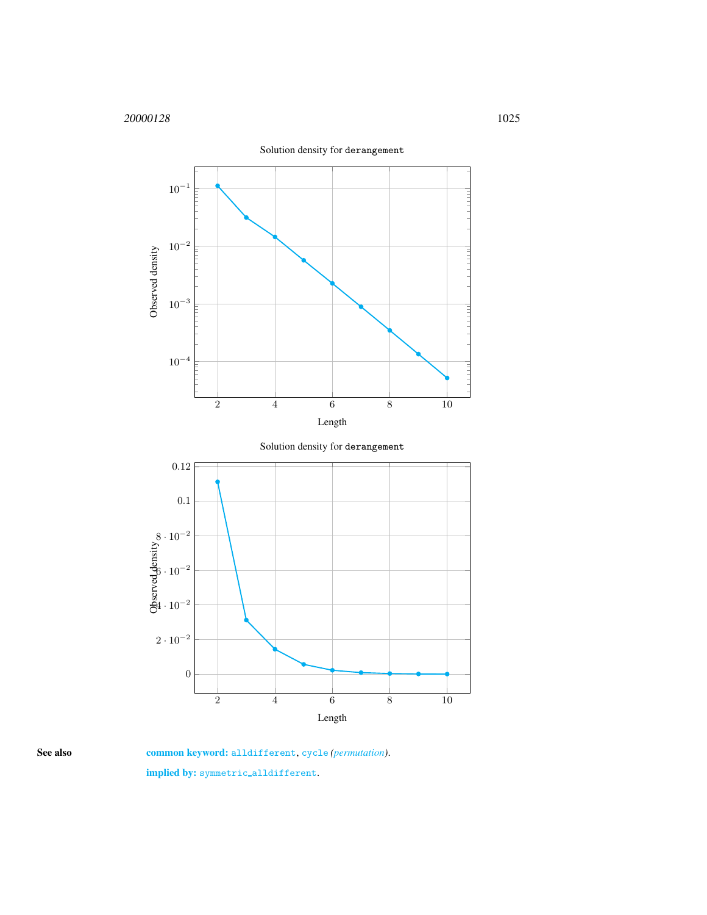Solution density for `derangement`

Solution density for `derangement`

**See also** **common keyword:** `alldifferent`, `cycle` *(permutation)*.

**implied by:** `symmetric_alldifferent`.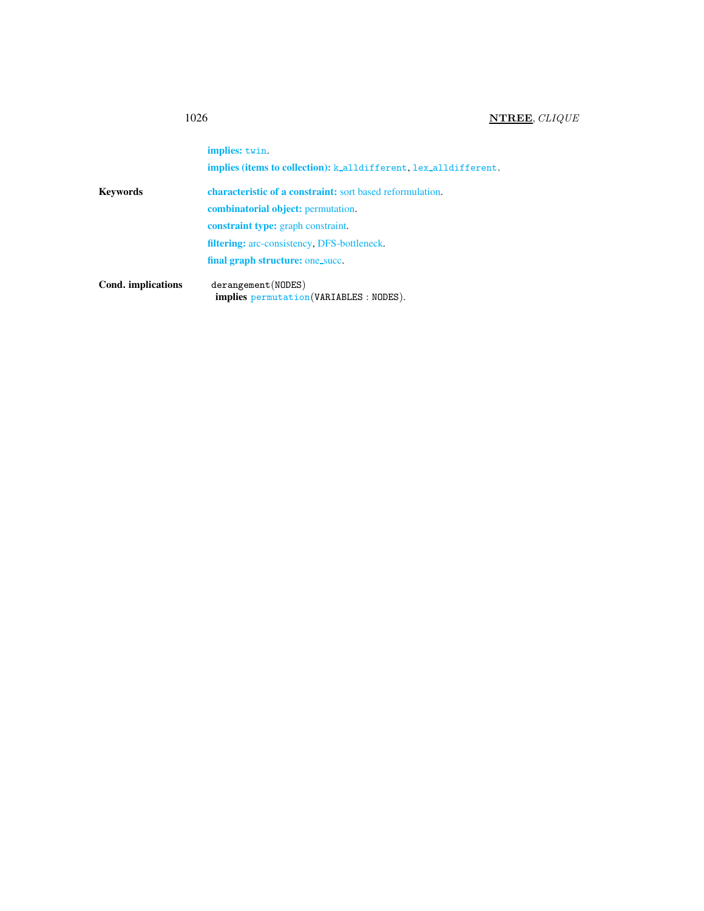**implies:** `twin`.

**implies (items to collection):** `k_alldifferent`, `lex_alldifferent`.

**Keywords**

**characteristic of a constraint:** sort based reformulation.

**combinatorial object:** permutation.

**constraint type:** graph constraint.

**filtering:** arc-consistency, DFS-bottleneck.

**final graph structure:** one_succ.

**Cond. implications**

`derangement(NODES)`
**implies** `permutation(VARIABLES : NODES)`.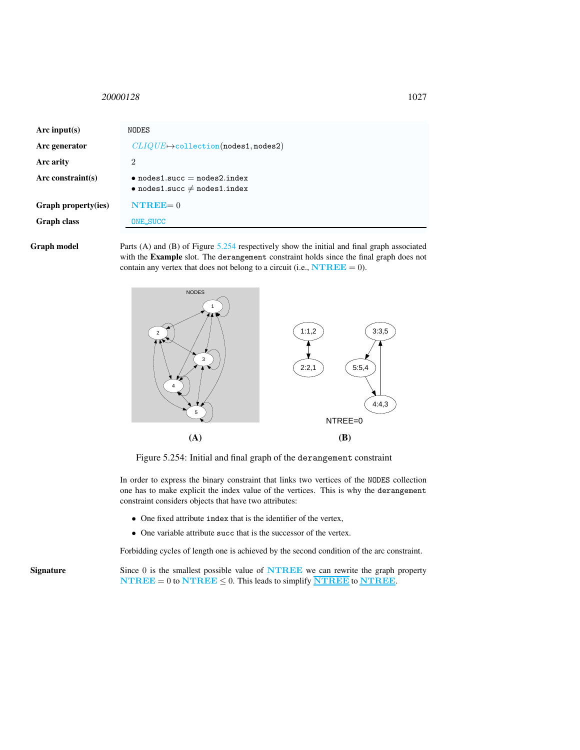| | |
|---|---|
| **Arc input(s)** | NODES |
| **Arc generator** | *CLIQUE*$\mapsto$collection(nodes1, nodes2) |
| **Arc arity** | 2 |
| **Arc constraint(s)** | • nodes1.succ = nodes2.index<br>• nodes1.succ $\neq$ nodes1.index |
| **Graph property(ies)** | **NTREE**= 0 |
| **Graph class** | ONE_SUCC |

**Graph model**

Parts (A) and (B) of Figure 5.254 respectively show the initial and final graph associated with the **Example** slot. The derangement constraint holds since the final graph does not contain any vertex that does not belong to a circuit (i.e., **NTREE** = 0).

NODES

1:1,2
2:2,1
3:3,5
5:5,4
4:4,3
NTREE=0

**(A)** **(B)**

Figure 5.254: Initial and final graph of the derangement constraint

In order to express the binary constraint that links two vertices of the NODES collection one has to make explicit the index value of the vertices. This is why the derangement constraint considers objects that have two attributes:

- One fixed attribute index that is the identifier of the vertex,
- One variable attribute succ that is the successor of the vertex.

Forbidding cycles of length one is achieved by the second condition of the arc constraint.

**Signature**

Since 0 is the smallest possible value of **NTREE** we can rewrite the graph property **NTREE** = 0 to **NTREE** $\leq$ 0. This leads to simplify $\overline{\textbf{NTREE}}$ to $\underline{\textbf{NTREE}}$.